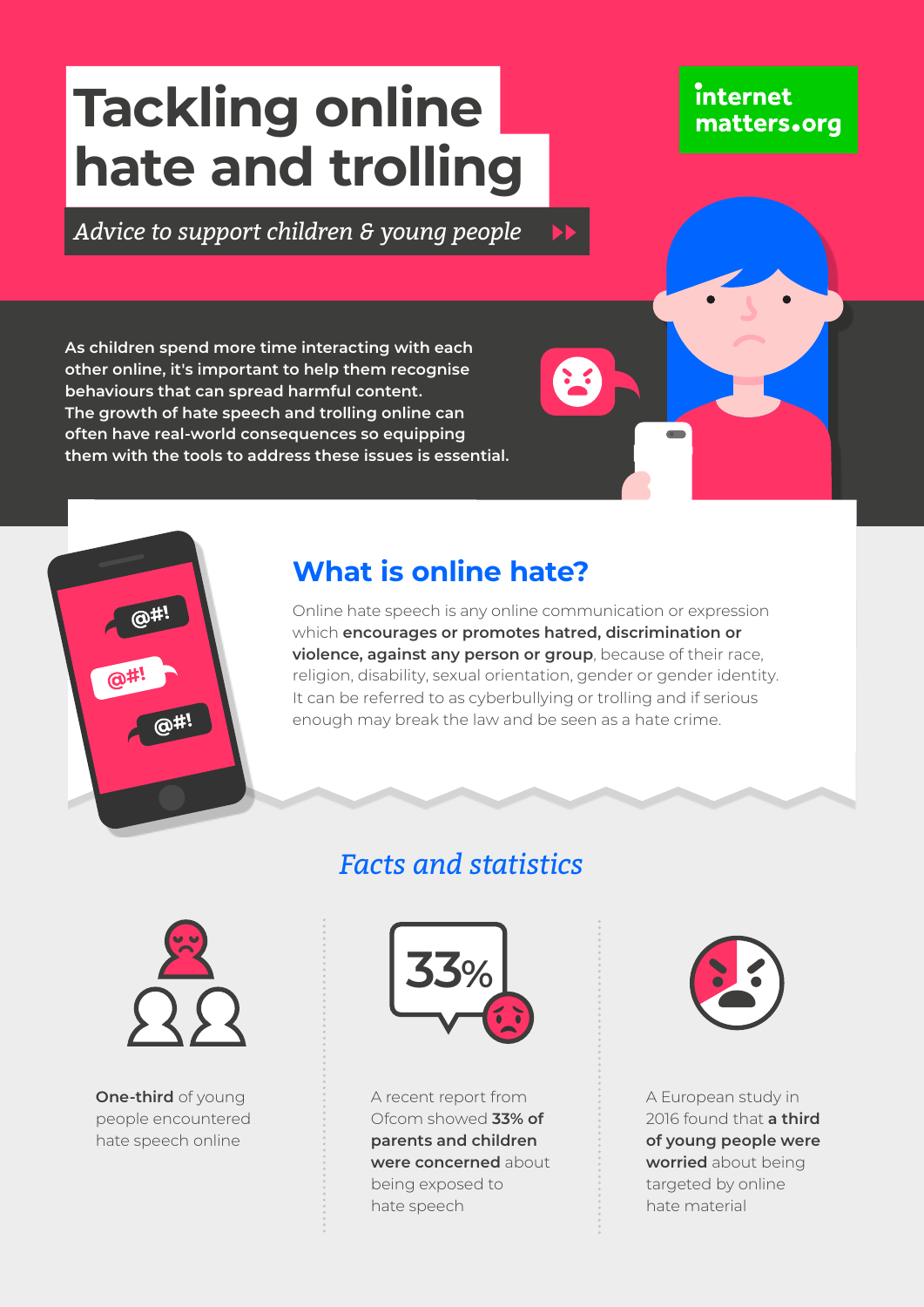# Tackling online hate and trolling

*Advice to support children & young people*

internet matters.org

As children spend more time interacting with each other online, it's important to help them recognise behaviours that can spread harmful content. The growth of hate speech and trolling online can often have real-world consequences so equipping them with the tools to address these issues is essential.

## What is online hate?

Online hate speech is any online communication or expression which **encourages or promotes hatred, discrimination or violence, against any person or group**, because of their race, religion, disability, sexual orientation, gender or gender identity. It can be referred to as cyberbullying or trolling and if serious enough may break the law and be seen as a hate crime.

## *Facts and statistics*

**One-third** of young people encountered hate speech online

33%

A recent report from Ofcom showed **33% of parents and children were concerned** about being exposed to hate speech

A European study in 2016 found that **a third of young people were worried** about being targeted by online hate material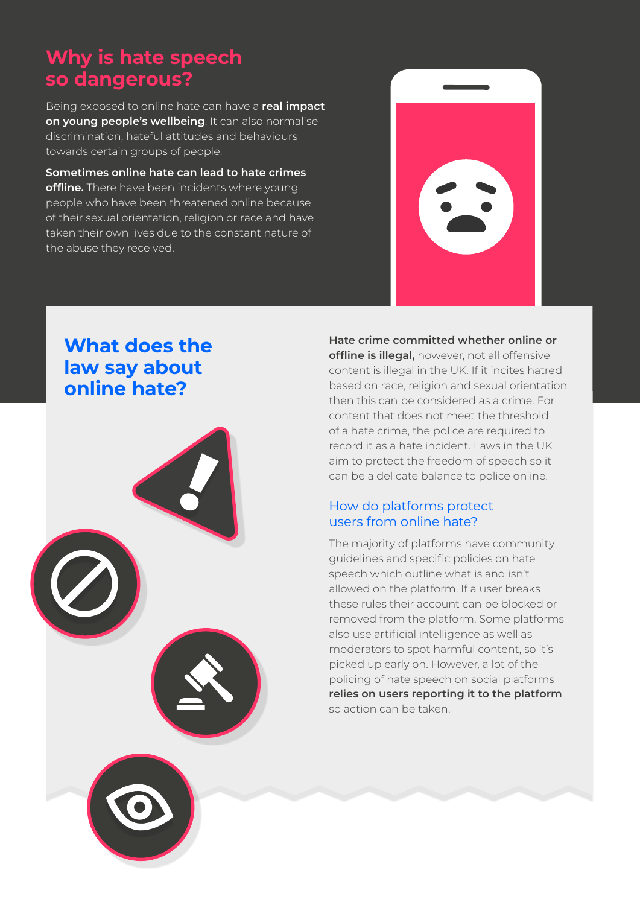## Why is hate speech so dangerous?

Being exposed to online hate can have a **real impact on young people's wellbeing**. It can also normalise discrimination, hateful attitudes and behaviours towards certain groups of people.

**Sometimes online hate can lead to hate crimes offline.** There have been incidents where young people who have been threatened online because of their sexual orientation, religion or race and have taken their own lives due to the constant nature of the abuse they received.

## What does the law say about online hate?

**Hate crime committed whether online or offline is illegal,** however, not all offensive content is illegal in the UK. If it incites hatred based on race, religion and sexual orientation then this can be considered as a crime. For content that does not meet the threshold of a hate crime, the police are required to record it as a hate incident. Laws in the UK aim to protect the freedom of speech so it can be a delicate balance to police online.

### How do platforms protect users from online hate?

The majority of platforms have community guidelines and specific policies on hate speech which outline what is and isn't allowed on the platform. If a user breaks these rules their account can be blocked or removed from the platform. Some platforms also use artificial intelligence as well as moderators to spot harmful content, so it's picked up early on. However, a lot of the policing of hate speech on social platforms **relies on users reporting it to the platform** so action can be taken.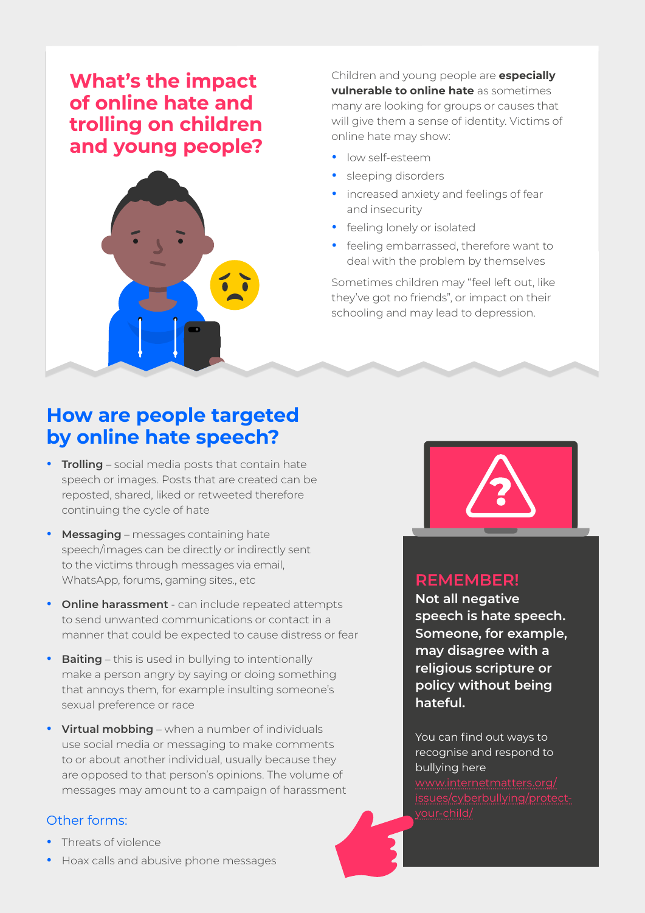## What's the impact of online hate and trolling on children and young people?

Children and young people are **especially vulnerable to online hate** as sometimes many are looking for groups or causes that will give them a sense of identity. Victims of online hate may show:

- low self-esteem
- sleeping disorders
- increased anxiety and feelings of fear and insecurity
- feeling lonely or isolated
- feeling embarrassed, therefore want to deal with the problem by themselves

Sometimes children may "feel left out, like they've got no friends", or impact on their schooling and may lead to depression.

## How are people targeted by online hate speech?

- **Trolling** – social media posts that contain hate speech or images. Posts that are created can be reposted, shared, liked or retweeted therefore continuing the cycle of hate
- **Messaging** – messages containing hate speech/images can be directly or indirectly sent to the victims through messages via email, WhatsApp, forums, gaming sites., etc
- **Online harassment** - can include repeated attempts to send unwanted communications or contact in a manner that could be expected to cause distress or fear
- **Baiting** – this is used in bullying to intentionally make a person angry by saying or doing something that annoys them, for example insulting someone's sexual preference or race
- **Virtual mobbing** – when a number of individuals use social media or messaging to make comments to or about another individual, usually because they are opposed to that person's opinions. The volume of messages may amount to a campaign of harassment

### Other forms:

- Threats of violence
- Hoax calls and abusive phone messages

### REMEMBER!

**Not all negative speech is hate speech. Someone, for example, may disagree with a religious scripture or policy without being hateful.**

You can find out ways to recognise and respond to bullying here www.internetmatters.org/issues/cyberbullying/protect-your-child/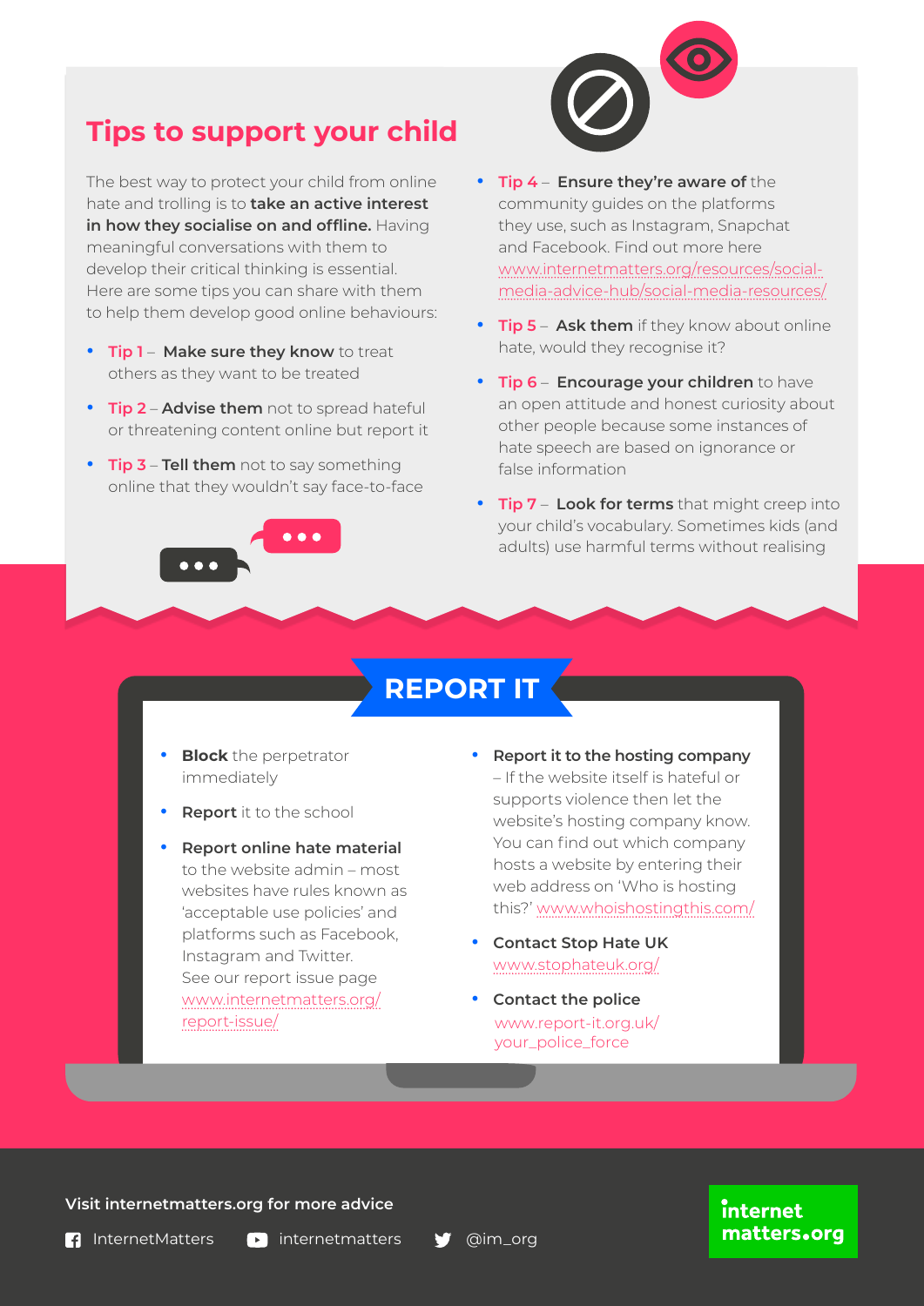## Tips to support your child

The best way to protect your child from online hate and trolling is to **take an active interest in how they socialise on and offline.** Having meaningful conversations with them to develop their critical thinking is essential. Here are some tips you can share with them to help them develop good online behaviours:

- **Tip 1** – **Make sure they know** to treat others as they want to be treated
- **Tip 2** – **Advise them** not to spread hateful or threatening content online but report it
- **Tip 3** – **Tell them** not to say something online that they wouldn't say face-to-face
- **Tip 4** – **Ensure they're aware of** the community guides on the platforms they use, such as Instagram, Snapchat and Facebook. Find out more here www.internetmatters.org/resources/social-media-advice-hub/social-media-resources/
- **Tip 5** – **Ask them** if they know about online hate, would they recognise it?
- **Tip 6** – **Encourage your children** to have an open attitude and honest curiosity about other people because some instances of hate speech are based on ignorance or false information
- **Tip 7** – **Look for terms** that might creep into your child's vocabulary. Sometimes kids (and adults) use harmful terms without realising

## REPORT IT

- **Block** the perpetrator immediately
- **Report** it to the school
- **Report online hate material** to the website admin – most websites have rules known as 'acceptable use policies' and platforms such as Facebook, Instagram and Twitter. See our report issue page www.internetmatters.org/report-issue/
- **Report it to the hosting company** – If the website itself is hateful or supports violence then let the website's hosting company know. You can find out which company hosts a website by entering their web address on 'Who is hosting this?' www.whoishostingthis.com/
- **Contact Stop Hate UK** www.stophateuk.org/
- **Contact the police** www.report-it.org.uk/your_police_force

**Visit internetmatters.org for more advice**

InternetMatters | internetmatters | @im_org

internet matters.org